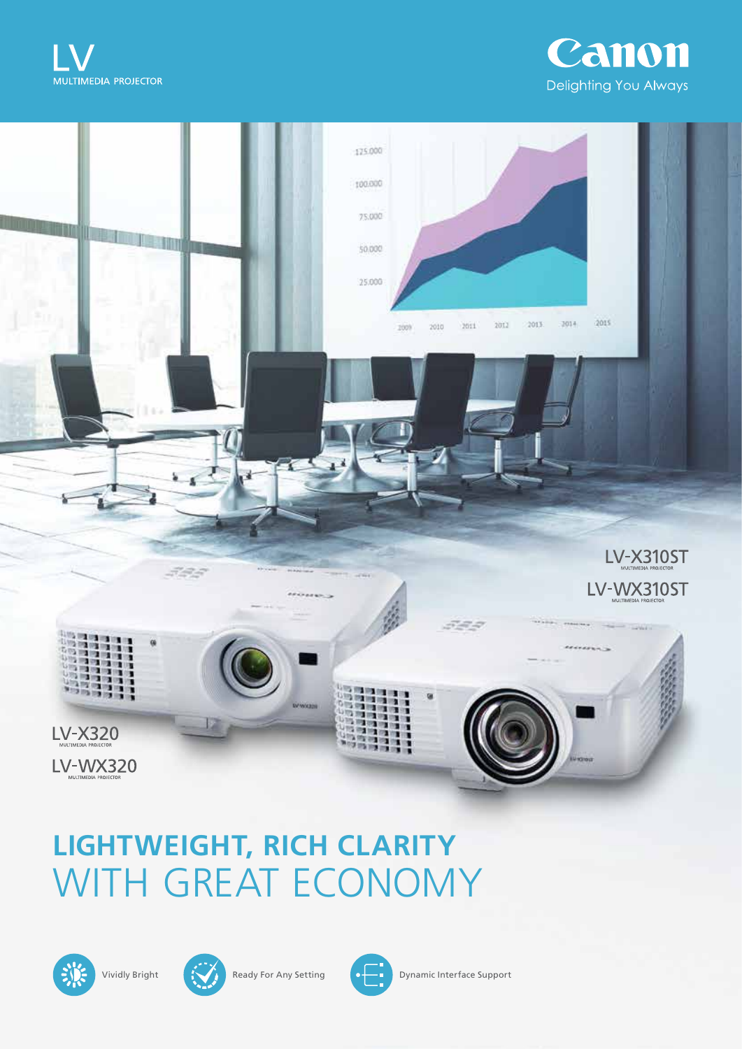LV
MULTIMEDIA PROJECTOR

Canon
Delighting You Always

LV-X310ST
MULTIMEDIA PROJECTOR

LV-WX310ST
MULTIMEDIA PROJECTOR

LV-X320
MULTIMEDIA PROJECTOR

LV-WX320
MULTIMEDIA PROJECTOR

# LIGHTWEIGHT, RICH CLARITY WITH GREAT ECONOMY

Vividly Bright

Ready For Any Setting

Dynamic Interface Support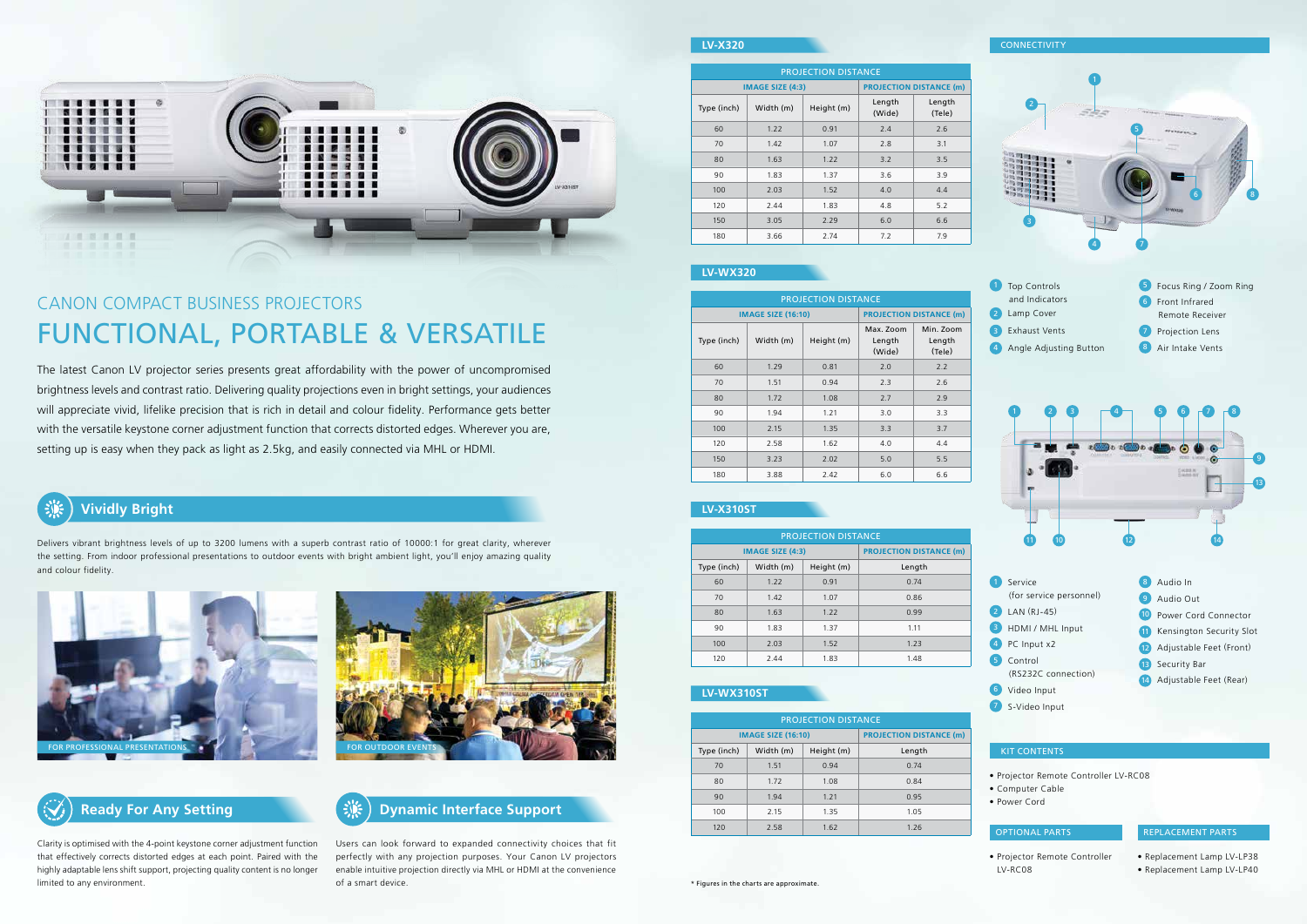## CANON COMPACT BUSINESS PROJECTORS

# FUNCTIONAL, PORTABLE & VERSATILE

The latest Canon LV projector series presents great affordability with the power of uncompromised brightness levels and contrast ratio. Delivering quality projections even in bright settings, your audiences will appreciate vivid, lifelike precision that is rich in detail and colour fidelity. Performance gets better with the versatile keystone corner adjustment function that corrects distorted edges. Wherever you are, setting up is easy when they pack as light as 2.5kg, and easily connected via MHL or HDMI.

## Vividly Bright

Delivers vibrant brightness levels of up to 3200 lumens with a superb contrast ratio of 10000:1 for great clarity, wherever the setting. From indoor professional presentations to outdoor events with bright ambient light, you'll enjoy amazing quality and colour fidelity.

FOR PROFESSIONAL PRESENTATIONS

FOR OUTDOOR EVENTS

## Ready For Any Setting

Clarity is optimised with the 4-point keystone corner adjustment function that effectively corrects distorted edges at each point. Paired with the highly adaptable lens shift support, projecting quality content is no longer limited to any environment.

## Dynamic Interface Support

Users can look forward to expanded connectivity choices that fit perfectly with any projection purposes. Your Canon LV projectors enable intuitive projection directly via MHL or HDMI at the convenience of a smart device.

## LV-X320

| PROJECTION DISTANCE | | | | |
|---|---|---|---|---|
| IMAGE SIZE (4:3) | | | PROJECTION DISTANCE (m) | |
| Type (inch) | Width (m) | Height (m) | Length (Wide) | Length (Tele) |
| 60 | 1.22 | 0.91 | 2.4 | 2.6 |
| 70 | 1.42 | 1.07 | 2.8 | 3.1 |
| 80 | 1.63 | 1.22 | 3.2 | 3.5 |
| 90 | 1.83 | 1.37 | 3.6 | 3.9 |
| 100 | 2.03 | 1.52 | 4.0 | 4.4 |
| 120 | 2.44 | 1.83 | 4.8 | 5.2 |
| 150 | 3.05 | 2.29 | 6.0 | 6.6 |
| 180 | 3.66 | 2.74 | 7.2 | 7.9 |

## LV-WX320

| PROJECTION DISTANCE | | | | |
|---|---|---|---|---|
| IMAGE SIZE (16:10) | | | PROJECTION DISTANCE (m) | |
| Type (inch) | Width (m) | Height (m) | Max. Zoom Length (Wide) | Min. Zoom Length (Tele) |
| 60 | 1.29 | 0.81 | 2.0 | 2.2 |
| 70 | 1.51 | 0.94 | 2.3 | 2.6 |
| 80 | 1.72 | 1.08 | 2.7 | 2.9 |
| 90 | 1.94 | 1.21 | 3.0 | 3.3 |
| 100 | 2.15 | 1.35 | 3.3 | 3.7 |
| 120 | 2.58 | 1.62 | 4.0 | 4.4 |
| 150 | 3.23 | 2.02 | 5.0 | 5.5 |
| 180 | 3.88 | 2.42 | 6.0 | 6.6 |

## LV-X310ST

| PROJECTION DISTANCE | | | |
|---|---|---|---|
| IMAGE SIZE (4:3) | | | PROJECTION DISTANCE (m) |
| Type (inch) | Width (m) | Height (m) | Length |
| 60 | 1.22 | 0.91 | 0.74 |
| 70 | 1.42 | 1.07 | 0.86 |
| 80 | 1.63 | 1.22 | 0.99 |
| 90 | 1.83 | 1.37 | 1.11 |
| 100 | 2.03 | 1.52 | 1.23 |
| 120 | 2.44 | 1.83 | 1.48 |

## LV-WX310ST

| PROJECTION DISTANCE | | | |
|---|---|---|---|
| IMAGE SIZE (16:10) | | | PROJECTION DISTANCE (m) |
| Type (inch) | Width (m) | Height (m) | Length |
| 70 | 1.51 | 0.94 | 0.74 |
| 80 | 1.72 | 1.08 | 0.84 |
| 90 | 1.94 | 1.21 | 0.95 |
| 100 | 2.15 | 1.35 | 1.05 |
| 120 | 2.58 | 1.62 | 1.26 |

\* Figures in the charts are approximate.

## CONNECTIVITY

1. Top Controls and Indicators
2. Lamp Cover
3. Exhaust Vents
4. Angle Adjusting Button
5. Focus Ring / Zoom Ring
6. Front Infrared Remote Receiver
7. Projection Lens
8. Air Intake Vents

1. Service (for service personnel)
2. LAN (RJ-45)
3. HDMI / MHL Input
4. PC Input x2
5. Control (RS232C connection)
6. Video Input
7. S-Video Input
8. Audio In
9. Audio Out
10. Power Cord Connector
11. Kensington Security Slot
12. Adjustable Feet (Front)
13. Security Bar
14. Adjustable Feet (Rear)

## KIT CONTENTS

- Projector Remote Controller LV-RC08
- Computer Cable
- Power Cord

## OPTIONAL PARTS

- Projector Remote Controller LV-RC08

## REPLACEMENT PARTS

- Replacement Lamp LV-LP38
- Replacement Lamp LV-LP40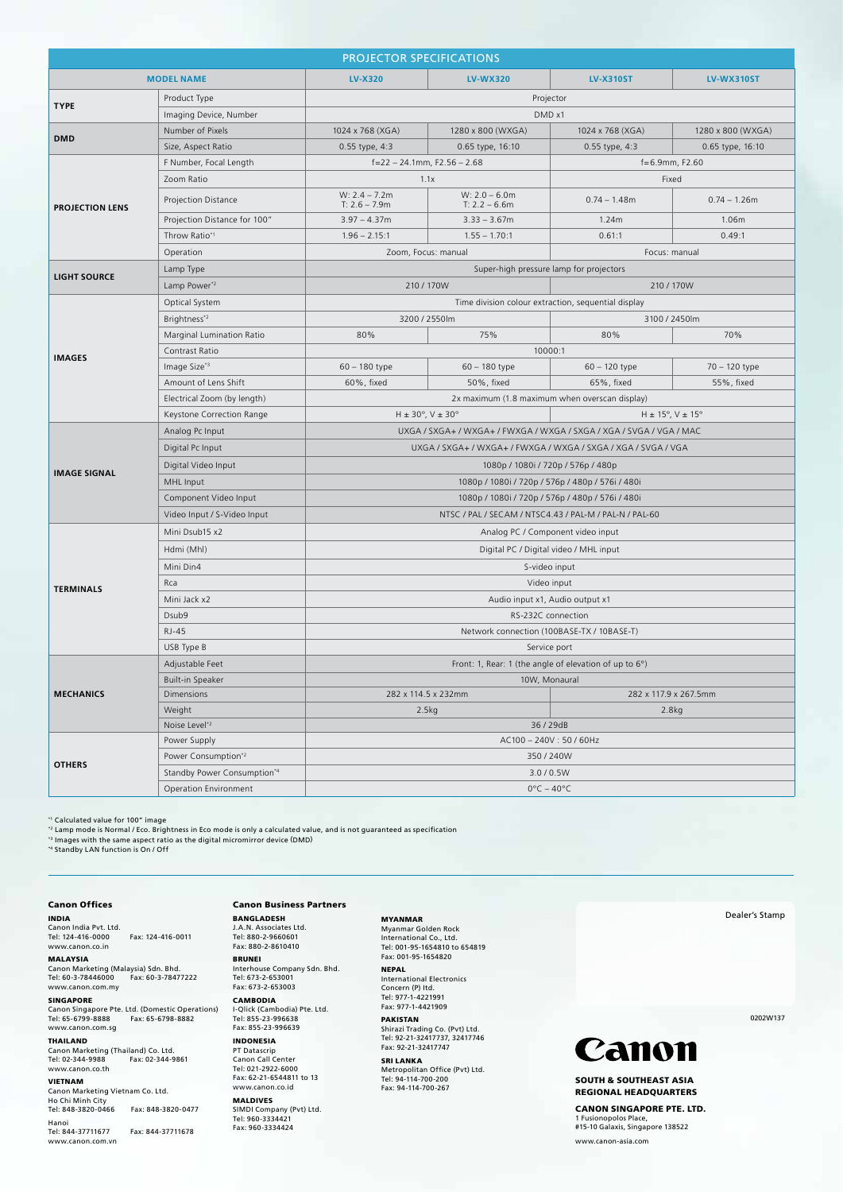## PROJECTOR SPECIFICATIONS

| MODEL NAME | | LV-X320 | LV-WX320 | LV-X310ST | LV-WX310ST |
|---|---|---|---|---|---|
| TYPE | Product Type | Projector | | | |
| | Imaging Device, Number | DMD x1 | | | |
| DMD | Number of Pixels | 1024 x 768 (XGA) | 1280 x 800 (WXGA) | 1024 x 768 (XGA) | 1280 x 800 (WXGA) |
| | Size, Aspect Ratio | 0.55 type, 4:3 | 0.65 type, 16:10 | 0.55 type, 4:3 | 0.65 type, 16:10 |
| PROJECTION LENS | F Number, Focal Length | f=22 – 24.1mm, F2.56 – 2.68 | | f=6.9mm, F2.60 | |
| | Zoom Ratio | 1.1x | | Fixed | |
| | Projection Distance | W: 2.4 – 7.2m T: 2.6 – 7.9m | W: 2.0 – 6.0m T: 2.2 – 6.6m | 0.74 – 1.48m | 0.74 – 1.26m |
| | Projection Distance for 100" | 3.97 – 4.37m | 3.33 – 3.67m | 1.24m | 1.06m |
| | Throw Ratio*1 | 1.96 – 2.15:1 | 1.55 – 1.70:1 | 0.61:1 | 0.49:1 |
| | Operation | Zoom, Focus: manual | | Focus: manual | |
| LIGHT SOURCE | Lamp Type | Super-high pressure lamp for projectors | | | |
| | Lamp Power*2 | 210 / 170W | | 210 / 170W | |
| IMAGES | Optical System | Time division colour extraction, sequential display | | | |
| | Brightness*2 | 3200 / 2550lm | | 3100 / 2450lm | |
| | Marginal Lumination Ratio | 80% | 75% | 80% | 70% |
| | Contrast Ratio | 10000:1 | | | |
| | Image Size*3 | 60 – 180 type | 60 – 180 type | 60 – 120 type | 70 – 120 type |
| | Amount of Lens Shift | 60%, fixed | 50%, fixed | 65%, fixed | 55%, fixed |
| | Electrical Zoom (by length) | 2x maximum (1.8 maximum when overscan display) | | | |
| | Keystone Correction Range | H ± 30°, V ± 30° | | H ± 15°, V ± 15° | |
| IMAGE SIGNAL | Analog Pc Input | UXGA / SXGA+ / WXGA+ / FWXGA / WXGA / SXGA / XGA / SVGA / VGA / MAC | | | |
| | Digital Pc Input | UXGA / SXGA+ / WXGA+ / FWXGA / WXGA / SXGA / XGA / SVGA / VGA | | | |
| | Digital Video Input | 1080p / 1080i / 720p / 576p / 480p | | | |
| | MHL Input | 1080p / 1080i / 720p / 576p / 480p / 576i / 480i | | | |
| | Component Video Input | 1080p / 1080i / 720p / 576p / 480p / 576i / 480i | | | |
| | Video Input / S-Video Input | NTSC / PAL / SECAM / NTSC4.43 / PAL-M / PAL-N / PAL-60 | | | |
| TERMINALS | Mini Dsub15 x2 | Analog PC / Component video input | | | |
| | Hdmi (Mhl) | Digital PC / Digital video / MHL input | | | |
| | Mini Din4 | S-video input | | | |
| | Rca | Video input | | | |
| | Mini Jack x2 | Audio input x1, Audio output x1 | | | |
| | Dsub9 | RS-232C connection | | | |
| | RJ-45 | Network connection (100BASE-TX / 10BASE-T) | | | |
| | USB Type B | Service port | | | |
| MECHANICS | Adjustable Feet | Front: 1, Rear: 1 (the angle of elevation of up to 6°) | | | |
| | Built-in Speaker | 10W, Monaural | | | |
| | Dimensions | 282 x 114.5 x 232mm | | 282 x 117.9 x 267.5mm | |
| | Weight | 2.5kg | | 2.8kg | |
| | Noise Level*2 | 36 / 29dB | | | |
| OTHERS | Power Supply | AC100 – 240V : 50 / 60Hz | | | |
| | Power Consumption*2 | 350 / 240W | | | |
| | Standby Power Consumption*4 | 3.0 / 0.5W | | | |
| | Operation Environment | 0°C – 40°C | | | |

*1 Calculated value for 100" image
*2 Lamp mode is Normal / Eco. Brightness in Eco mode is only a calculated value, and is not guaranteed as specification
*3 Images with the same aspect ratio as the digital micromirror device (DMD)
*4 Standby LAN function is On / Off

### Canon Offices

**INDIA**
Canon India Pvt. Ltd.
Tel: 124-416-0000 Fax: 124-416-0011
www.canon.co.in

**MALAYSIA**
Canon Marketing (Malaysia) Sdn. Bhd.
Tel: 60-3-78446000 Fax: 60-3-78477222
www.canon.com.my

**SINGAPORE**
Canon Singapore Pte. Ltd. (Domestic Operations)
Tel: 65-6799-8888 Fax: 65-6798-8882
www.canon.com.sg

**THAILAND**
Canon Marketing (Thailand) Co. Ltd.
Tel: 02-344-9988 Fax: 02-344-9861
www.canon.co.th

**VIETNAM**
Canon Marketing Vietnam Co. Ltd.
Ho Chi Minh City
Tel: 848-3820-0466 Fax: 848-3820-0477
Hanoi
Tel: 844-37711677 Fax: 844-37711678
www.canon.com.vn

### Canon Business Partners

**BANGLADESH**
J.A.N. Associates Ltd.
Tel: 880-2-9660601
Fax: 880-2-8610410

**BRUNEI**
Interhouse Company Sdn. Bhd.
Tel: 673-2-653001
Fax: 673-2-653003

**CAMBODIA**
I-Qlick (Cambodia) Pte. Ltd.
Tel: 855-23-996638
Fax: 855-23-996639

**INDONESIA**
PT Datascrip
Canon Call Center
Tel: 021-2922-6000
Fax: 62-21-6544811 to 13
www.canon.co.id

**MALDIVES**
SIMDI Company (Pvt) Ltd.
Tel: 960-3334421
Fax: 960-3334424

**MYANMAR**
Myanmar Golden Rock
International Co., Ltd.
Tel: 001-95-1654810 to 654819
Fax: 001-95-1654820

**NEPAL**
International Electronics
Concern (P) ltd.
Tel: 977-1-4221991
Fax: 977-1-4421909

**PAKISTAN**
Shirazi Trading Co. (Pvt) Ltd.
Tel: 92-21-32417737, 32417746
Fax: 92-21-32417747

**SRI LANKA**
Metropolitan Office (Pvt) Ltd.
Tel: 94-114-700-200
Fax: 94-114-700-267

Dealer's Stamp

0202W137

Canon

**SOUTH & SOUTHEAST ASIA REGIONAL HEADQUARTERS**

**CANON SINGAPORE PTE. LTD.**
1 Fusionopolis Place,
#15-10 Galaxis, Singapore 138522

www.canon-asia.com